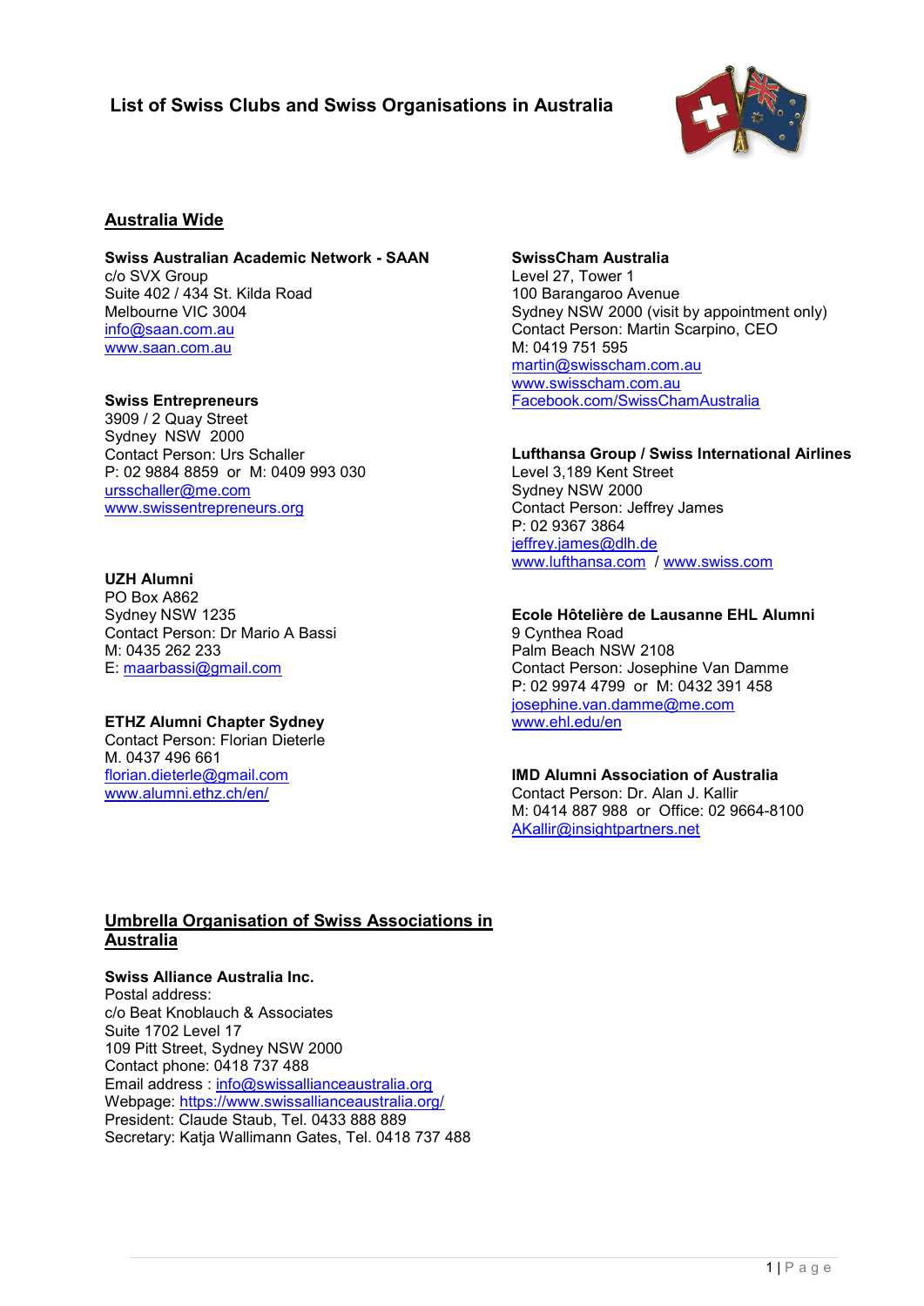# List of Swiss Clubs and Swiss Organisations in Australia

## Australia Wide

**Swiss Australian Academic Network - SAAN**
c/o SVX Group
Suite 402 / 434 St. Kilda Road
Melbourne VIC 3004
info@saan.com.au
www.saan.com.au

**Swiss Entrepreneurs**
3909 / 2 Quay Street
Sydney NSW 2000
Contact Person: Urs Schaller
P: 02 9884 8859 or M: 0409 993 030
ursschaller@me.com
www.swissentrepreneurs.org

**UZH Alumni**
PO Box A862
Sydney NSW 1235
Contact Person: Dr Mario A Bassi
M: 0435 262 233
E: maarbassi@gmail.com

**ETHZ Alumni Chapter Sydney**
Contact Person: Florian Dieterle
M. 0437 496 661
florian.dieterle@gmail.com
www.alumni.ethz.ch/en/

**SwissCham Australia**
Level 27, Tower 1
100 Barangaroo Avenue
Sydney NSW 2000 (visit by appointment only)
Contact Person: Martin Scarpino, CEO
M: 0419 751 595
martin@swisscham.com.au
www.swisscham.com.au
Facebook.com/SwissChamAustralia

**Lufthansa Group / Swiss International Airlines**
Level 3,189 Kent Street
Sydney NSW 2000
Contact Person: Jeffrey James
P: 02 9367 3864
jeffrey.james@dlh.de
www.lufthansa.com / www.swiss.com

**Ecole Hôtelière de Lausanne EHL Alumni**
9 Cynthea Road
Palm Beach NSW 2108
Contact Person: Josephine Van Damme
P: 02 9974 4799 or M: 0432 391 458
josephine.van.damme@me.com
www.ehl.edu/en

**IMD Alumni Association of Australia**
Contact Person: Dr. Alan J. Kallir
M: 0414 887 988 or Office: 02 9664-8100
AKallir@insightpartners.net

## Umbrella Organisation of Swiss Associations in Australia

**Swiss Alliance Australia Inc.**
Postal address:
c/o Beat Knoblauch & Associates
Suite 1702 Level 17
109 Pitt Street, Sydney NSW 2000
Contact phone: 0418 737 488
Email address : info@swissallianceaustralia.org
Webpage: https://www.swissallianceaustralia.org/
President: Claude Staub, Tel. 0433 888 889
Secretary: Katja Wallimann Gates, Tel. 0418 737 488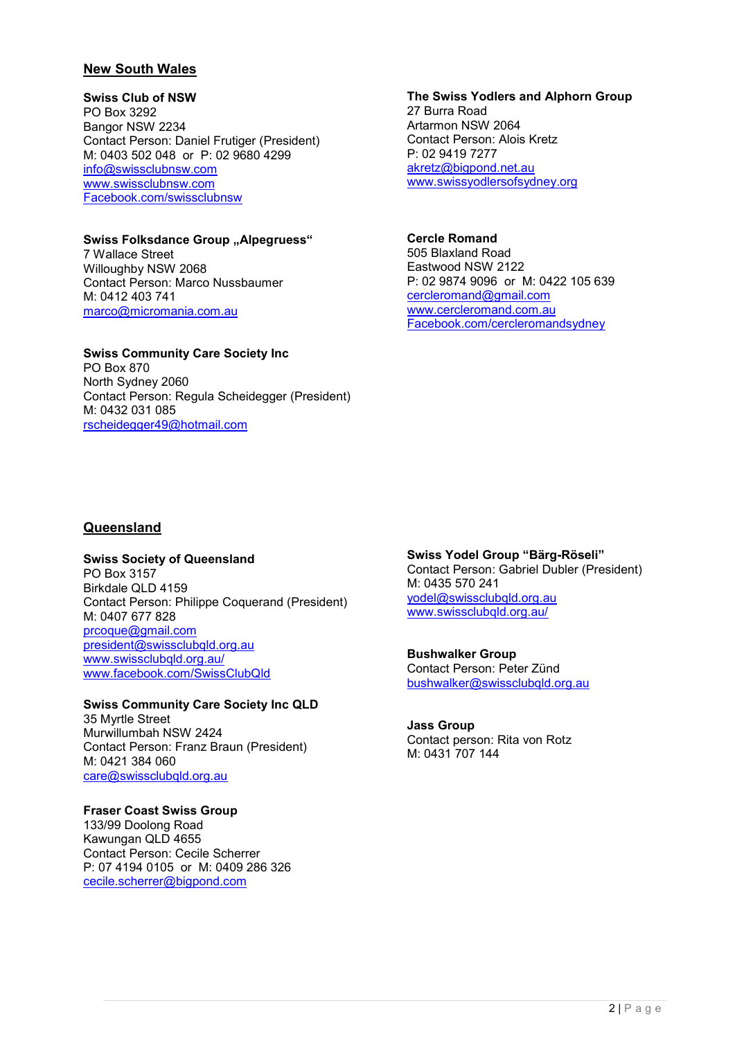## New South Wales

**Swiss Club of NSW**
PO Box 3292
Bangor NSW 2234
Contact Person: Daniel Frutiger (President)
M: 0403 502 048 or P: 02 9680 4299
info@swissclubnsw.com
www.swissclubnsw.com
Facebook.com/swissclubnsw

**Swiss Folksdance Group „Alpegruess“**
7 Wallace Street
Willoughby NSW 2068
Contact Person: Marco Nussbaumer
M: 0412 403 741
marco@micromania.com.au

**Swiss Community Care Society Inc**
PO Box 870
North Sydney 2060
Contact Person: Regula Scheidegger (President)
M: 0432 031 085
rscheidegger49@hotmail.com

**The Swiss Yodlers and Alphorn Group**
27 Burra Road
Artarmon NSW 2064
Contact Person: Alois Kretz
P: 02 9419 7277
akretz@bigpond.net.au
www.swissyodlersofsydney.org

**Cercle Romand**
505 Blaxland Road
Eastwood NSW 2122
P: 02 9874 9096 or M: 0422 105 639
cercleromand@gmail.com
www.cercleromand.com.au
Facebook.com/cercleromandsydney

## Queensland

**Swiss Society of Queensland**
PO Box 3157
Birkdale QLD 4159
Contact Person: Philippe Coquerand (President)
M: 0407 677 828
prcoque@gmail.com
president@swissclubqld.org.au
www.swissclubqld.org.au/
www.facebook.com/SwissClubQld

**Swiss Community Care Society Inc QLD**
35 Myrtle Street
Murwillumbah NSW 2424
Contact Person: Franz Braun (President)
M: 0421 384 060
care@swissclubqld.org.au

**Fraser Coast Swiss Group**
133/99 Doolong Road
Kawungan QLD 4655
Contact Person: Cecile Scherrer
P: 07 4194 0105 or M: 0409 286 326
cecile.scherrer@bigpond.com

**Swiss Yodel Group “Bärg-Röseli”**
Contact Person: Gabriel Dubler (President)
M: 0435 570 241
yodel@swissclubqld.org.au
www.swissclubqld.org.au/

**Bushwalker Group**
Contact Person: Peter Zünd
bushwalker@swissclubqld.org.au

**Jass Group**
Contact person: Rita von Rotz
M: 0431 707 144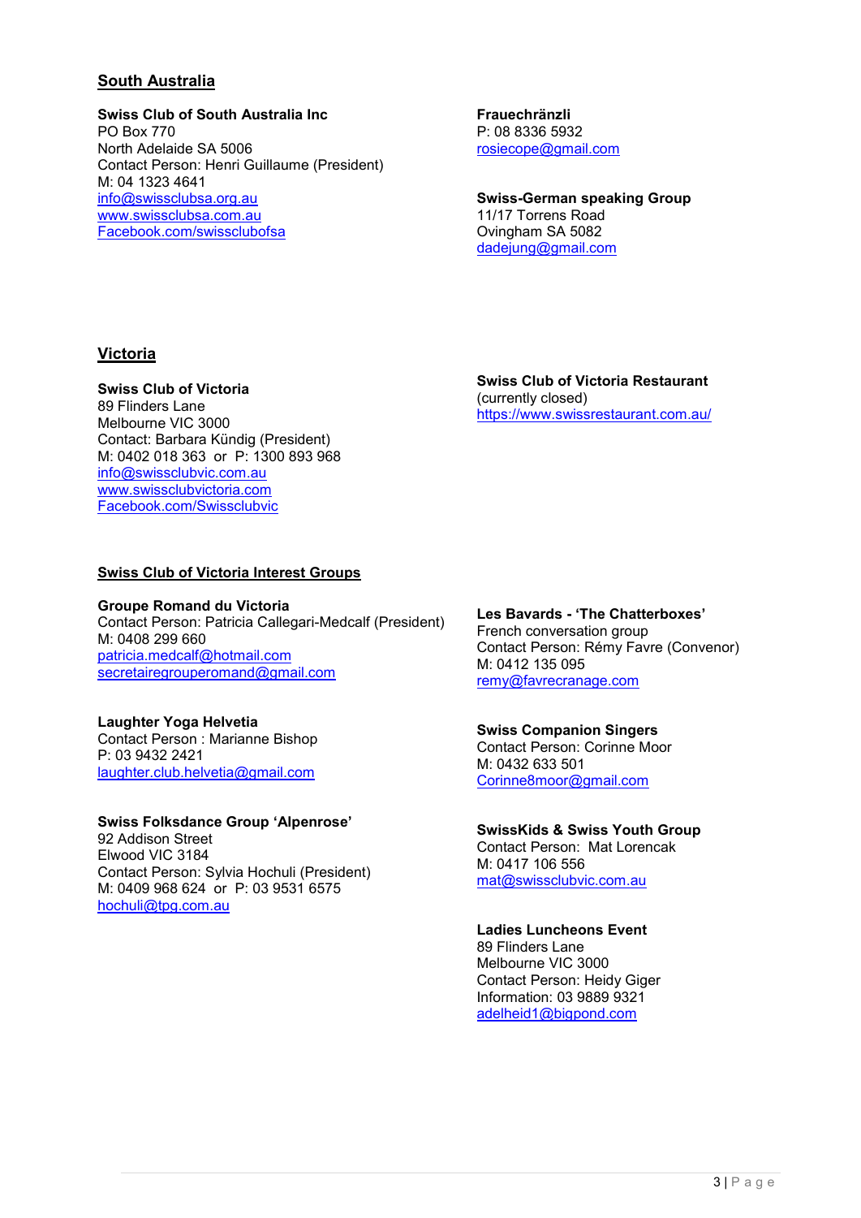## South Australia

**Swiss Club of South Australia Inc**
PO Box 770
North Adelaide SA 5006
Contact Person: Henri Guillaume (President)
M: 04 1323 4641
info@swissclubsa.org.au
www.swissclubsa.com.au
Facebook.com/swissclubofsa

**Frauechränzli**
P: 08 8336 5932
rosiecope@gmail.com

**Swiss-German speaking Group**
11/17 Torrens Road
Ovingham SA 5082
dadejung@gmail.com

## Victoria

**Swiss Club of Victoria**
89 Flinders Lane
Melbourne VIC 3000
Contact: Barbara Kündig (President)
M: 0402 018 363 or P: 1300 893 968
info@swissclubvic.com.au
www.swissclubvictoria.com
Facebook.com/Swissclubvic

**Swiss Club of Victoria Restaurant**
(currently closed)
https://www.swissrestaurant.com.au/

### Swiss Club of Victoria Interest Groups

**Groupe Romand du Victoria**
Contact Person: Patricia Callegari-Medcalf (President)
M: 0408 299 660
patricia.medcalf@hotmail.com
secretairegrouperomand@gmail.com

**Les Bavards - 'The Chatterboxes'**
French conversation group
Contact Person: Rémy Favre (Convenor)
M: 0412 135 095
remy@favrecranage.com

**Laughter Yoga Helvetia**
Contact Person : Marianne Bishop
P: 03 9432 2421
laughter.club.helvetia@gmail.com

**Swiss Companion Singers**
Contact Person: Corinne Moor
M: 0432 633 501
Corinne8moor@gmail.com

**Swiss Folksdance Group 'Alpenrose'**
92 Addison Street
Elwood VIC 3184
Contact Person: Sylvia Hochuli (President)
M: 0409 968 624 or P: 03 9531 6575
hochuli@tpg.com.au

**SwissKids & Swiss Youth Group**
Contact Person: Mat Lorencak
M: 0417 106 556
mat@swissclubvic.com.au

**Ladies Luncheons Event**
89 Flinders Lane
Melbourne VIC 3000
Contact Person: Heidy Giger
Information: 03 9889 9321
adelheid1@bigpond.com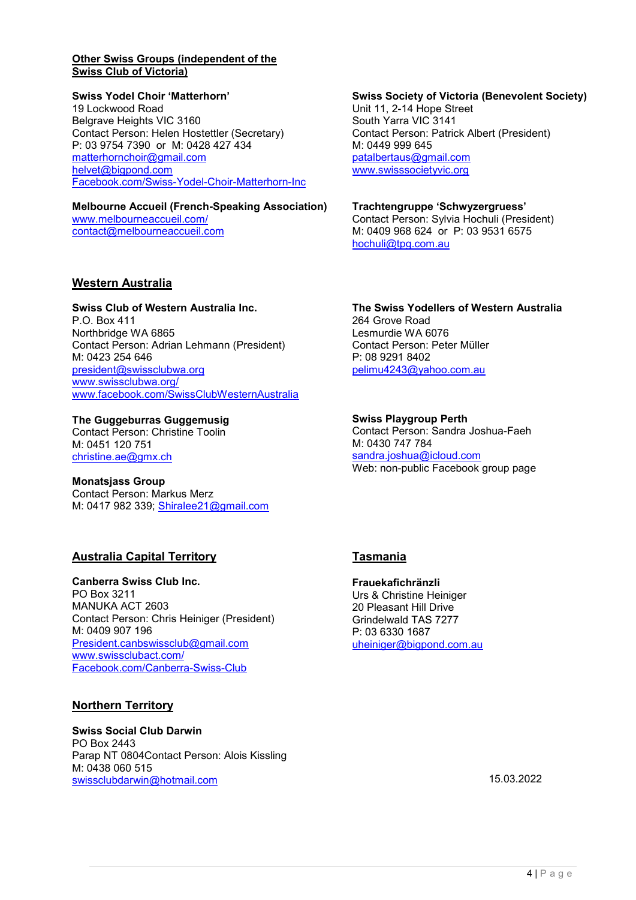## Other Swiss Groups (independent of the Swiss Club of Victoria)

**Swiss Yodel Choir 'Matterhorn'**
19 Lockwood Road
Belgrave Heights VIC 3160
Contact Person: Helen Hostettler (Secretary)
P: 03 9754 7390 or M: 0428 427 434
matterhornchoir@gmail.com
helvet@bigpond.com
Facebook.com/Swiss-Yodel-Choir-Matterhorn-Inc

**Melbourne Accueil (French-Speaking Association)**
www.melbourneaccueil.com/
contact@melbourneaccueil.com

**Swiss Society of Victoria (Benevolent Society)**
Unit 11, 2-14 Hope Street
South Yarra VIC 3141
Contact Person: Patrick Albert (President)
M: 0449 999 645
patalbertaus@gmail.com
www.swisssocietyvic.org

**Trachtengruppe 'Schwyzergruess'**
Contact Person: Sylvia Hochuli (President)
M: 0409 968 624 or P: 03 9531 6575
hochuli@tpg.com.au

## Western Australia

**Swiss Club of Western Australia Inc.**
P.O. Box 411
Northbridge WA 6865
Contact Person: Adrian Lehmann (President)
M: 0423 254 646
president@swissclubwa.org
www.swissclubwa.org/
www.facebook.com/SwissClubWesternAustralia

**The Guggeburras Guggemusig**
Contact Person: Christine Toolin
M: 0451 120 751
christine.ae@gmx.ch

**Monatsjass Group**
Contact Person: Markus Merz
M: 0417 982 339; Shiralee21@gmail.com

**The Swiss Yodellers of Western Australia**
264 Grove Road
Lesmurdie WA 6076
Contact Person: Peter Müller
P: 08 9291 8402
pelimu4243@yahoo.com.au

**Swiss Playgroup Perth**
Contact Person: Sandra Joshua-Faeh
M: 0430 747 784
sandra.joshua@icloud.com
Web: non-public Facebook group page

## Australia Capital Territory

**Canberra Swiss Club Inc.**
PO Box 3211
MANUKA ACT 2603
Contact Person: Chris Heiniger (President)
M: 0409 907 196
President.canbswissclub@gmail.com
www.swissclubact.com/
Facebook.com/Canberra-Swiss-Club

## Tasmania

**Frauekafichränzli**
Urs & Christine Heiniger
20 Pleasant Hill Drive
Grindelwald TAS 7277
P: 03 6330 1687
uheiniger@bigpond.com.au

## Northern Territory

**Swiss Social Club Darwin**
PO Box 2443
Parap NT 0804Contact Person: Alois Kissling
M: 0438 060 515
swissclubdarwin@hotmail.com

15.03.2022